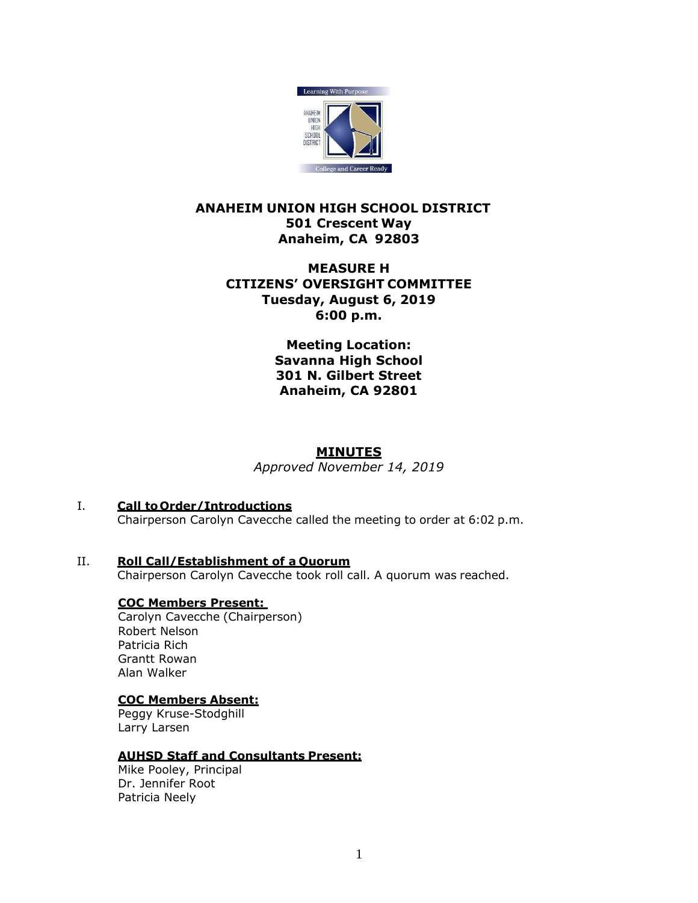**ANAHEIM UNION HIGH SCHOOL DISTRICT**
**501 Crescent Way**
**Anaheim, CA 92803**

**MEASURE H**
**CITIZENS' OVERSIGHT COMMITTEE**
**Tuesday, August 6, 2019**
**6:00 p.m.**

**Meeting Location:**
**Savanna High School**
**301 N. Gilbert Street**
**Anaheim, CA 92801**

# MINUTES

*Approved November 14, 2019*

## I. Call to Order/Introductions

Chairperson Carolyn Cavecche called the meeting to order at 6:02 p.m.

## II. Roll Call/Establishment of a Quorum

Chairperson Carolyn Cavecche took roll call. A quorum was reached.

**COC Members Present:**

Carolyn Cavecche (Chairperson)
Robert Nelson
Patricia Rich
Grantt Rowan
Alan Walker

**COC Members Absent:**

Peggy Kruse-Stodghill
Larry Larsen

**AUHSD Staff and Consultants Present:**

Mike Pooley, Principal
Dr. Jennifer Root
Patricia Neely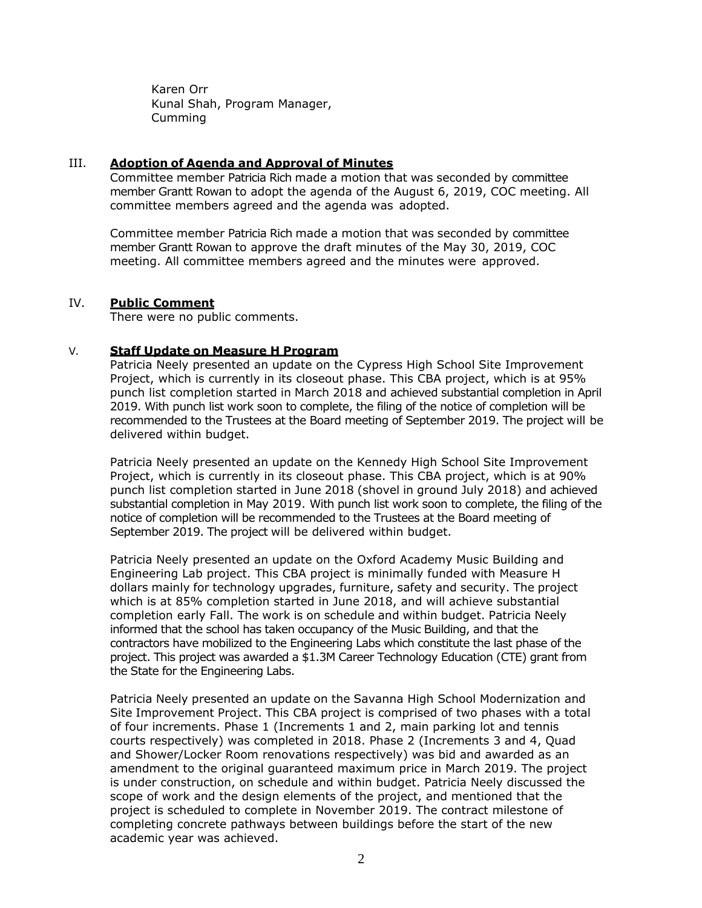Karen Orr
Kunal Shah, Program Manager,
Cumming

## III. Adoption of Agenda and Approval of Minutes

Committee member Patricia Rich made a motion that was seconded by committee member Grantt Rowan to adopt the agenda of the August 6, 2019, COC meeting. All committee members agreed and the agenda was adopted.

Committee member Patricia Rich made a motion that was seconded by committee member Grantt Rowan to approve the draft minutes of the May 30, 2019, COC meeting. All committee members agreed and the minutes were approved.

## IV. Public Comment

There were no public comments.

## V. Staff Update on Measure H Program

Patricia Neely presented an update on the Cypress High School Site Improvement Project, which is currently in its closeout phase. This CBA project, which is at 95% punch list completion started in March 2018 and achieved substantial completion in April 2019. With punch list work soon to complete, the filing of the notice of completion will be recommended to the Trustees at the Board meeting of September 2019. The project will be delivered within budget.

Patricia Neely presented an update on the Kennedy High School Site Improvement Project, which is currently in its closeout phase. This CBA project, which is at 90% punch list completion started in June 2018 (shovel in ground July 2018) and achieved substantial completion in May 2019. With punch list work soon to complete, the filing of the notice of completion will be recommended to the Trustees at the Board meeting of September 2019. The project will be delivered within budget.

Patricia Neely presented an update on the Oxford Academy Music Building and Engineering Lab project. This CBA project is minimally funded with Measure H dollars mainly for technology upgrades, furniture, safety and security. The project which is at 85% completion started in June 2018, and will achieve substantial completion early Fall. The work is on schedule and within budget. Patricia Neely informed that the school has taken occupancy of the Music Building, and that the contractors have mobilized to the Engineering Labs which constitute the last phase of the project. This project was awarded a $1.3M Career Technology Education (CTE) grant from the State for the Engineering Labs.

Patricia Neely presented an update on the Savanna High School Modernization and Site Improvement Project. This CBA project is comprised of two phases with a total of four increments. Phase 1 (Increments 1 and 2, main parking lot and tennis courts respectively) was completed in 2018. Phase 2 (Increments 3 and 4, Quad and Shower/Locker Room renovations respectively) was bid and awarded as an amendment to the original guaranteed maximum price in March 2019. The project is under construction, on schedule and within budget. Patricia Neely discussed the scope of work and the design elements of the project, and mentioned that the project is scheduled to complete in November 2019. The contract milestone of completing concrete pathways between buildings before the start of the new academic year was achieved.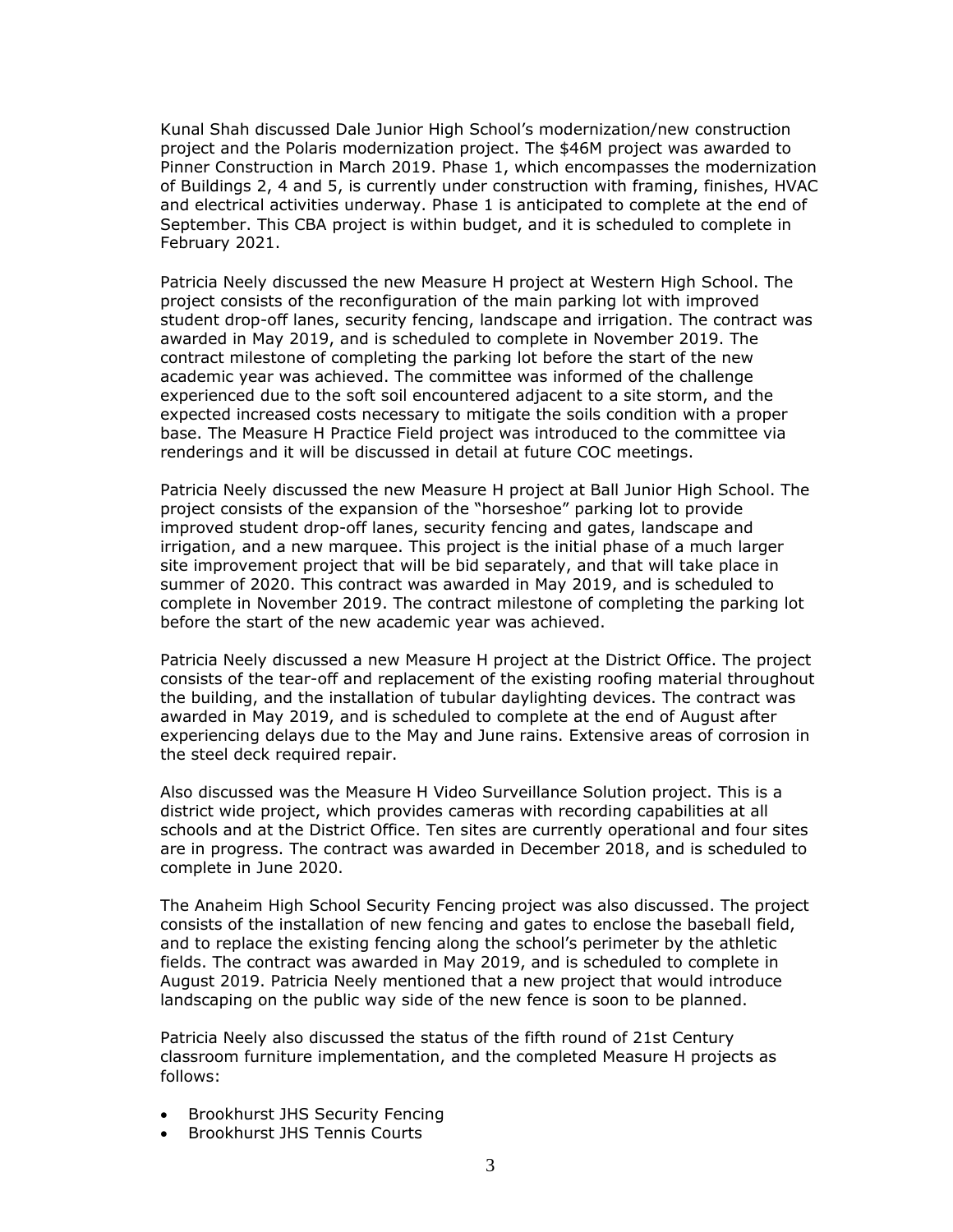Kunal Shah discussed Dale Junior High School's modernization/new construction project and the Polaris modernization project. The $46M project was awarded to Pinner Construction in March 2019. Phase 1, which encompasses the modernization of Buildings 2, 4 and 5, is currently under construction with framing, finishes, HVAC and electrical activities underway. Phase 1 is anticipated to complete at the end of September. This CBA project is within budget, and it is scheduled to complete in February 2021.

Patricia Neely discussed the new Measure H project at Western High School. The project consists of the reconfiguration of the main parking lot with improved student drop-off lanes, security fencing, landscape and irrigation. The contract was awarded in May 2019, and is scheduled to complete in November 2019. The contract milestone of completing the parking lot before the start of the new academic year was achieved. The committee was informed of the challenge experienced due to the soft soil encountered adjacent to a site storm, and the expected increased costs necessary to mitigate the soils condition with a proper base. The Measure H Practice Field project was introduced to the committee via renderings and it will be discussed in detail at future COC meetings.

Patricia Neely discussed the new Measure H project at Ball Junior High School. The project consists of the expansion of the "horseshoe" parking lot to provide improved student drop-off lanes, security fencing and gates, landscape and irrigation, and a new marquee. This project is the initial phase of a much larger site improvement project that will be bid separately, and that will take place in summer of 2020. This contract was awarded in May 2019, and is scheduled to complete in November 2019. The contract milestone of completing the parking lot before the start of the new academic year was achieved.

Patricia Neely discussed a new Measure H project at the District Office. The project consists of the tear-off and replacement of the existing roofing material throughout the building, and the installation of tubular daylighting devices. The contract was awarded in May 2019, and is scheduled to complete at the end of August after experiencing delays due to the May and June rains. Extensive areas of corrosion in the steel deck required repair.

Also discussed was the Measure H Video Surveillance Solution project. This is a district wide project, which provides cameras with recording capabilities at all schools and at the District Office. Ten sites are currently operational and four sites are in progress. The contract was awarded in December 2018, and is scheduled to complete in June 2020.

The Anaheim High School Security Fencing project was also discussed. The project consists of the installation of new fencing and gates to enclose the baseball field, and to replace the existing fencing along the school's perimeter by the athletic fields. The contract was awarded in May 2019, and is scheduled to complete in August 2019. Patricia Neely mentioned that a new project that would introduce landscaping on the public way side of the new fence is soon to be planned.

Patricia Neely also discussed the status of the fifth round of 21st Century classroom furniture implementation, and the completed Measure H projects as follows:

- Brookhurst JHS Security Fencing
- Brookhurst JHS Tennis Courts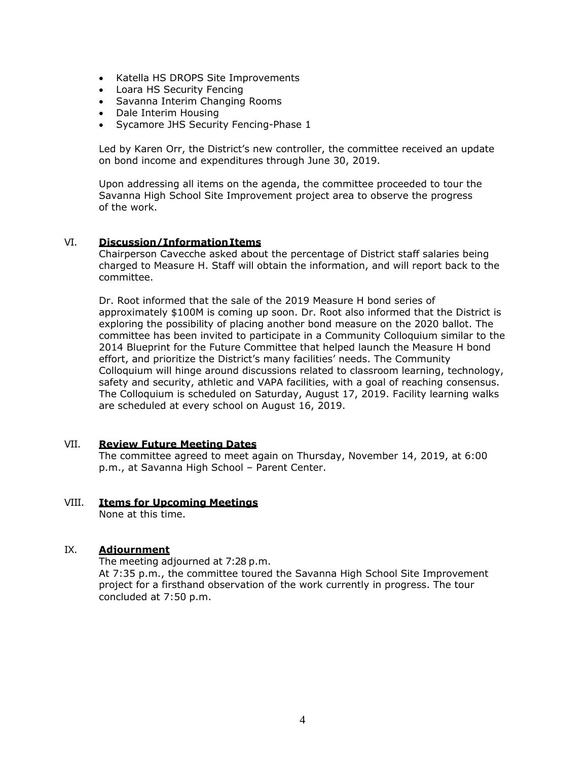- Katella HS DROPS Site Improvements
- Loara HS Security Fencing
- Savanna Interim Changing Rooms
- Dale Interim Housing
- Sycamore JHS Security Fencing-Phase 1

Led by Karen Orr, the District's new controller, the committee received an update on bond income and expenditures through June 30, 2019.

Upon addressing all items on the agenda, the committee proceeded to tour the Savanna High School Site Improvement project area to observe the progress of the work.

## VI. Discussion/Information Items

Chairperson Cavecche asked about the percentage of District staff salaries being charged to Measure H. Staff will obtain the information, and will report back to the committee.

Dr. Root informed that the sale of the 2019 Measure H bond series of approximately $100M is coming up soon. Dr. Root also informed that the District is exploring the possibility of placing another bond measure on the 2020 ballot. The committee has been invited to participate in a Community Colloquium similar to the 2014 Blueprint for the Future Committee that helped launch the Measure H bond effort, and prioritize the District's many facilities' needs. The Community Colloquium will hinge around discussions related to classroom learning, technology, safety and security, athletic and VAPA facilities, with a goal of reaching consensus. The Colloquium is scheduled on Saturday, August 17, 2019. Facility learning walks are scheduled at every school on August 16, 2019.

## VII. Review Future Meeting Dates

The committee agreed to meet again on Thursday, November 14, 2019, at 6:00 p.m., at Savanna High School – Parent Center.

## VIII. Items for Upcoming Meetings

None at this time.

## IX. Adjournment

The meeting adjourned at 7:28 p.m.
At 7:35 p.m., the committee toured the Savanna High School Site Improvement project for a firsthand observation of the work currently in progress. The tour concluded at 7:50 p.m.